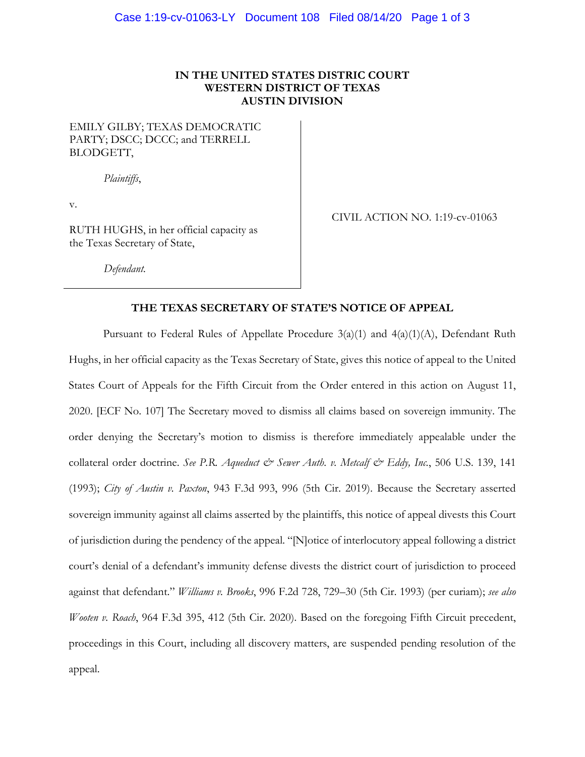**IN THE UNITED STATES DISTRIC COURT**
**WESTERN DISTRICT OF TEXAS**
**AUSTIN DIVISION**

EMILY GILBY; TEXAS DEMOCRATIC PARTY; DSCC; DCCC; and TERRELL BLODGETT,

*Plaintiffs*,

v.

RUTH HUGHS, in her official capacity as the Texas Secretary of State,

*Defendant.*

CIVIL ACTION NO. 1:19-cv-01063

**THE TEXAS SECRETARY OF STATE'S NOTICE OF APPEAL**

Pursuant to Federal Rules of Appellate Procedure 3(a)(1) and 4(a)(1)(A), Defendant Ruth Hughs, in her official capacity as the Texas Secretary of State, gives this notice of appeal to the United States Court of Appeals for the Fifth Circuit from the Order entered in this action on August 11, 2020. [ECF No. 107] The Secretary moved to dismiss all claims based on sovereign immunity. The order denying the Secretary's motion to dismiss is therefore immediately appealable under the collateral order doctrine. *See P.R. Aqueduct & Sewer Auth. v. Metcalf & Eddy, Inc.*, 506 U.S. 139, 141 (1993); *City of Austin v. Paxton*, 943 F.3d 993, 996 (5th Cir. 2019). Because the Secretary asserted sovereign immunity against all claims asserted by the plaintiffs, this notice of appeal divests this Court of jurisdiction during the pendency of the appeal. "[N]otice of interlocutory appeal following a district court's denial of a defendant's immunity defense divests the district court of jurisdiction to proceed against that defendant." *Williams v. Brooks*, 996 F.2d 728, 729–30 (5th Cir. 1993) (per curiam); *see also Wooten v. Roach*, 964 F.3d 395, 412 (5th Cir. 2020). Based on the foregoing Fifth Circuit precedent, proceedings in this Court, including all discovery matters, are suspended pending resolution of the appeal.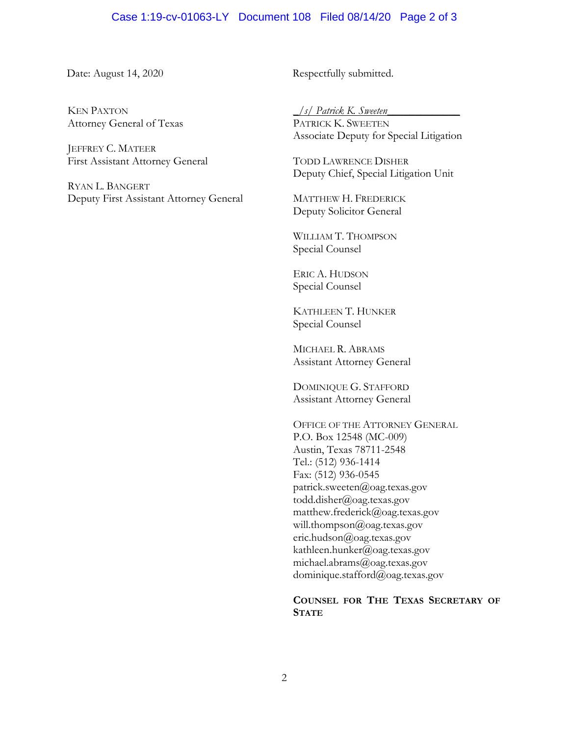Date: August 14, 2020

KEN PAXTON
Attorney General of Texas

JEFFREY C. MATEER
First Assistant Attorney General

RYAN L. BANGERT
Deputy First Assistant Attorney General

Respectfully submitted.

_/s/ Patrick K. Sweeten_____________
PATRICK K. SWEETEN
Associate Deputy for Special Litigation

TODD LAWRENCE DISHER
Deputy Chief, Special Litigation Unit

MATTHEW H. FREDERICK
Deputy Solicitor General

WILLIAM T. THOMPSON
Special Counsel

ERIC A. HUDSON
Special Counsel

KATHLEEN T. HUNKER
Special Counsel

MICHAEL R. ABRAMS
Assistant Attorney General

DOMINIQUE G. STAFFORD
Assistant Attorney General

OFFICE OF THE ATTORNEY GENERAL
P.O. Box 12548 (MC-009)
Austin, Texas 78711-2548
Tel.: (512) 936-1414
Fax: (512) 936-0545
patrick.sweeten@oag.texas.gov
todd.disher@oag.texas.gov
matthew.frederick@oag.texas.gov
will.thompson@oag.texas.gov
eric.hudson@oag.texas.gov
kathleen.hunker@oag.texas.gov
michael.abrams@oag.texas.gov
dominique.stafford@oag.texas.gov

**COUNSEL FOR THE TEXAS SECRETARY OF STATE**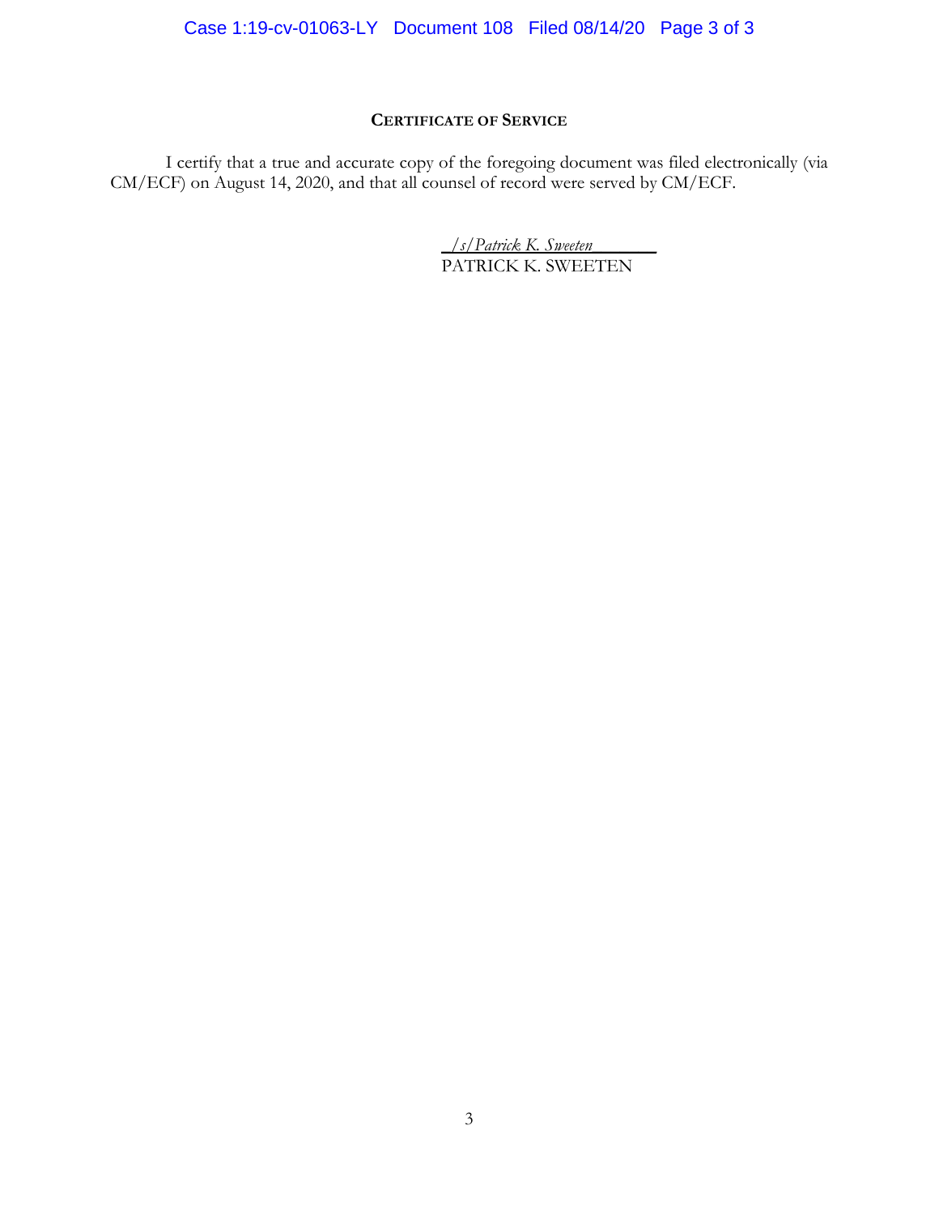## CERTIFICATE OF SERVICE

I certify that a true and accurate copy of the foregoing document was filed electronically (via CM/ECF) on August 14, 2020, and that all counsel of record were served by CM/ECF.

*/s/Patrick K. Sweeten*
PATRICK K. SWEETEN